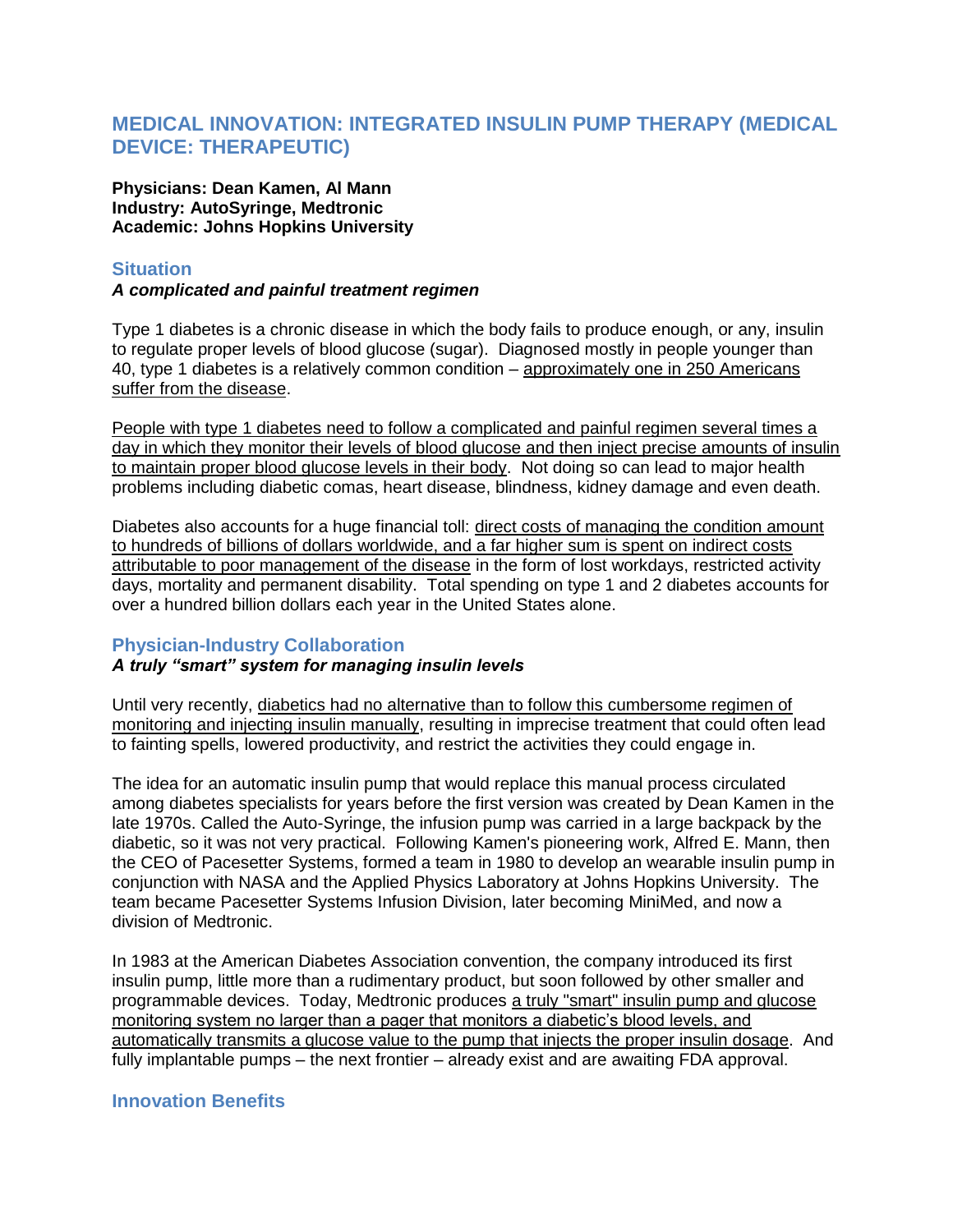# MEDICAL INNOVATION: INTEGRATED INSULIN PUMP THERAPY (MEDICAL DEVICE: THERAPEUTIC)

**Physicians: Dean Kamen, Al Mann**
**Industry: AutoSyringe, Medtronic**
**Academic: Johns Hopkins University**

## Situation

***A complicated and painful treatment regimen***

Type 1 diabetes is a chronic disease in which the body fails to produce enough, or any, insulin to regulate proper levels of blood glucose (sugar). Diagnosed mostly in people younger than 40, type 1 diabetes is a relatively common condition – approximately one in 250 Americans suffer from the disease.

People with type 1 diabetes need to follow a complicated and painful regimen several times a day in which they monitor their levels of blood glucose and then inject precise amounts of insulin to maintain proper blood glucose levels in their body. Not doing so can lead to major health problems including diabetic comas, heart disease, blindness, kidney damage and even death.

Diabetes also accounts for a huge financial toll: direct costs of managing the condition amount to hundreds of billions of dollars worldwide, and a far higher sum is spent on indirect costs attributable to poor management of the disease in the form of lost workdays, restricted activity days, mortality and permanent disability. Total spending on type 1 and 2 diabetes accounts for over a hundred billion dollars each year in the United States alone.

## Physician-Industry Collaboration

***A truly "smart" system for managing insulin levels***

Until very recently, diabetics had no alternative than to follow this cumbersome regimen of monitoring and injecting insulin manually, resulting in imprecise treatment that could often lead to fainting spells, lowered productivity, and restrict the activities they could engage in.

The idea for an automatic insulin pump that would replace this manual process circulated among diabetes specialists for years before the first version was created by Dean Kamen in the late 1970s. Called the Auto-Syringe, the infusion pump was carried in a large backpack by the diabetic, so it was not very practical. Following Kamen's pioneering work, Alfred E. Mann, then the CEO of Pacesetter Systems, formed a team in 1980 to develop an wearable insulin pump in conjunction with NASA and the Applied Physics Laboratory at Johns Hopkins University. The team became Pacesetter Systems Infusion Division, later becoming MiniMed, and now a division of Medtronic.

In 1983 at the American Diabetes Association convention, the company introduced its first insulin pump, little more than a rudimentary product, but soon followed by other smaller and programmable devices. Today, Medtronic produces a truly "smart" insulin pump and glucose monitoring system no larger than a pager that monitors a diabetic's blood levels, and automatically transmits a glucose value to the pump that injects the proper insulin dosage. And fully implantable pumps – the next frontier – already exist and are awaiting FDA approval.

## Innovation Benefits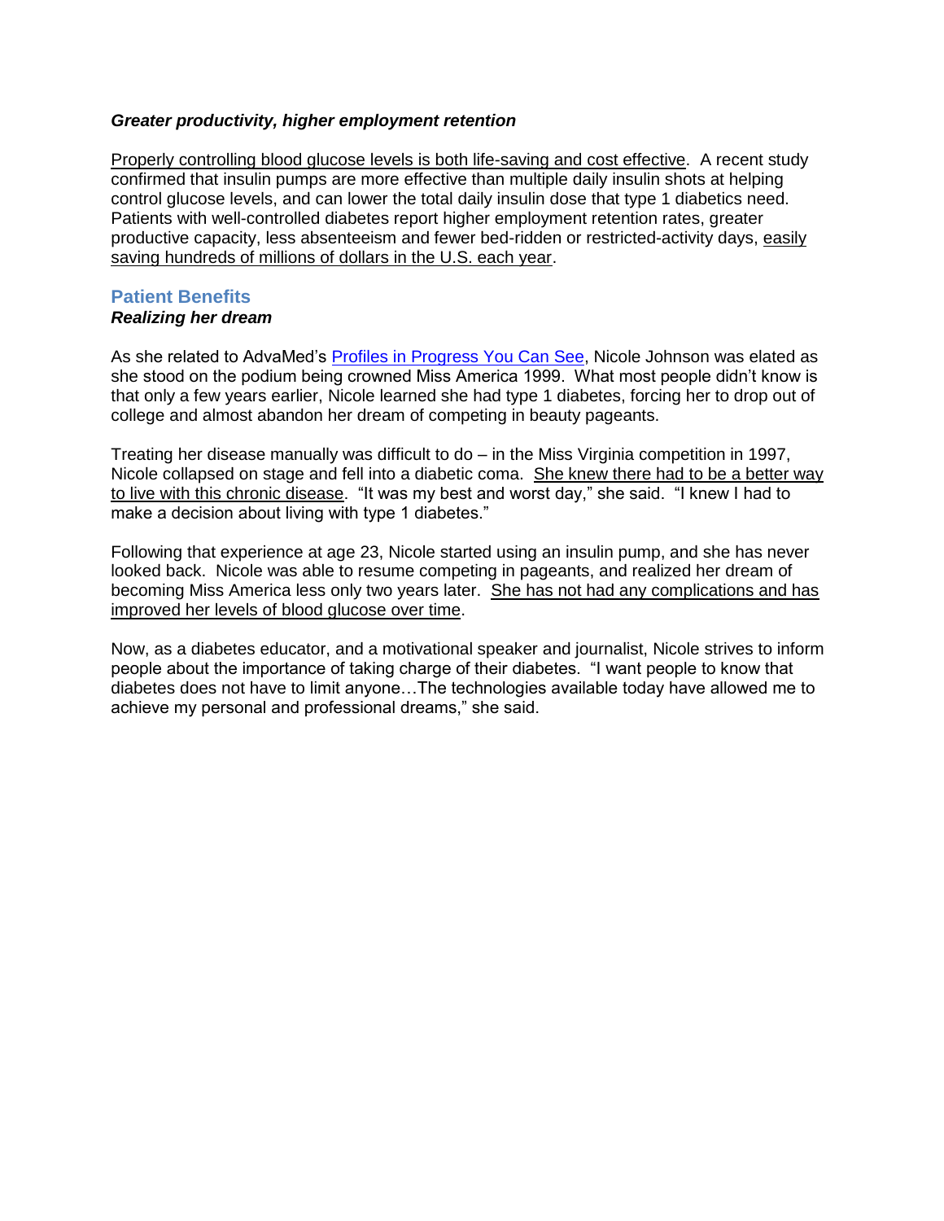### ***Greater productivity, higher employment retention***

<u>Properly controlling blood glucose levels is both life-saving and cost effective</u>. A recent study confirmed that insulin pumps are more effective than multiple daily insulin shots at helping control glucose levels, and can lower the total daily insulin dose that type 1 diabetics need. Patients with well-controlled diabetes report higher employment retention rates, greater productive capacity, less absenteeism and fewer bed-ridden or restricted-activity days, <u>easily saving hundreds of millions of dollars in the U.S. each year</u>.

## Patient Benefits

### ***Realizing her dream***

As she related to AdvaMed's [Profiles in Progress You Can See](), Nicole Johnson was elated as she stood on the podium being crowned Miss America 1999. What most people didn't know is that only a few years earlier, Nicole learned she had type 1 diabetes, forcing her to drop out of college and almost abandon her dream of competing in beauty pageants.

Treating her disease manually was difficult to do – in the Miss Virginia competition in 1997, Nicole collapsed on stage and fell into a diabetic coma. <u>She knew there had to be a better way to live with this chronic disease</u>. "It was my best and worst day," she said. "I knew I had to make a decision about living with type 1 diabetes."

Following that experience at age 23, Nicole started using an insulin pump, and she has never looked back. Nicole was able to resume competing in pageants, and realized her dream of becoming Miss America less only two years later. <u>She has not had any complications and has improved her levels of blood glucose over time</u>.

Now, as a diabetes educator, and a motivational speaker and journalist, Nicole strives to inform people about the importance of taking charge of their diabetes. "I want people to know that diabetes does not have to limit anyone…The technologies available today have allowed me to achieve my personal and professional dreams," she said.